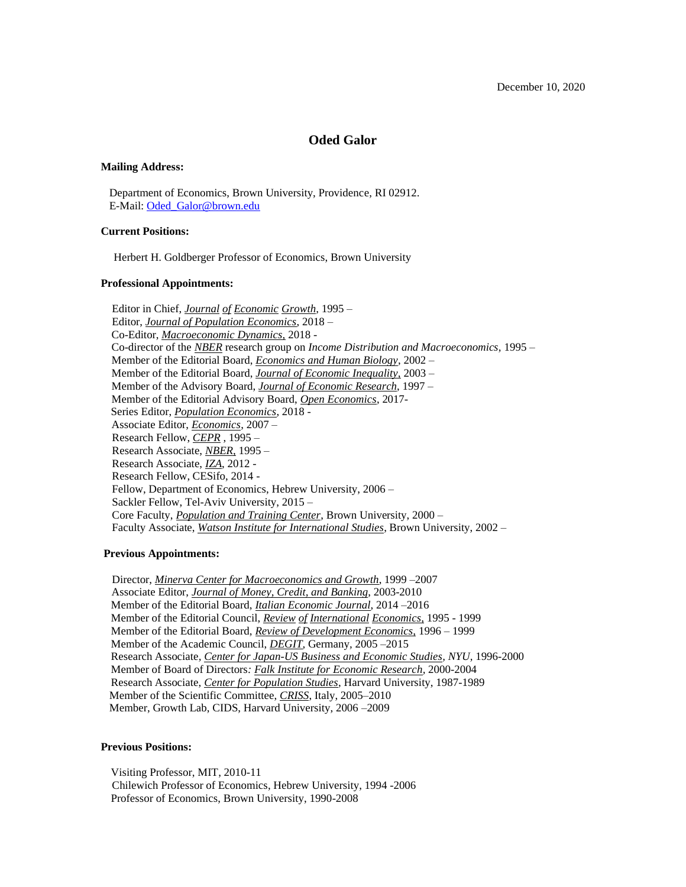December 10, 2020

# Oded Galor

**Mailing Address:**

Department of Economics, Brown University, Providence, RI 02912.
E-Mail: Oded_Galor@brown.edu

**Current Positions:**

Herbert H. Goldberger Professor of Economics, Brown University

**Professional Appointments:**

Editor in Chief, *Journal of Economic Growth*, 1995 –
Editor, *Journal of Population Economics*, 2018 –
Co-Editor, *Macroeconomic Dynamics*, 2018 -
Co-director of the *NBER* research group on *Income Distribution and Macroeconomics*, 1995 –
Member of the Editorial Board, *Economics and Human Biology*, 2002 –
Member of the Editorial Board, *Journal of Economic Inequality*, 2003 –
Member of the Advisory Board, *Journal of Economic Research*, 1997 –
Member of the Editorial Advisory Board, *Open Economics*, 2017-
Series Editor, *Population Economics*, 2018 -
Associate Editor, *Economics*, 2007 –
Research Fellow, *CEPR* , 1995 –
Research Associate, *NBER*, 1995 –
Research Associate, *IZA*, 2012 -
Research Fellow, CESifo, 2014 -
Fellow, Department of Economics, Hebrew University, 2006 –
Sackler Fellow, Tel-Aviv University, 2015 –
Core Faculty, *Population and Training Center*, Brown University, 2000 –
Faculty Associate, *Watson Institute for International Studies*, Brown University, 2002 –

**Previous Appointments:**

Director, *Minerva Center for Macroeconomics and Growth*, 1999 –2007
Associate Editor, *Journal of Money, Credit, and Banking*, 2003-2010
Member of the Editorial Board, *Italian Economic Journal*, 2014 –2016
Member of the Editorial Council, *Review of International Economics*, 1995 - 1999
Member of the Editorial Board, *Review of Development Economics*, 1996 – 1999
Member of the Academic Council, *DEGIT*, Germany, 2005 –2015
Research Associate, *Center for Japan-US Business and Economic Studies*, *NYU*, 1996-2000
Member of Board of Directors: *Falk Institute for Economic Research*, 2000-2004
Research Associate, *Center for Population Studies*, Harvard University, 1987-1989
Member of the Scientific Committee, *CRISS*, Italy, 2005–2010
Member, Growth Lab, CIDS, Harvard University, 2006 –2009

**Previous Positions:**

Visiting Professor, MIT, 2010-11
Chilewich Professor of Economics, Hebrew University, 1994 -2006
Professor of Economics, Brown University, 1990-2008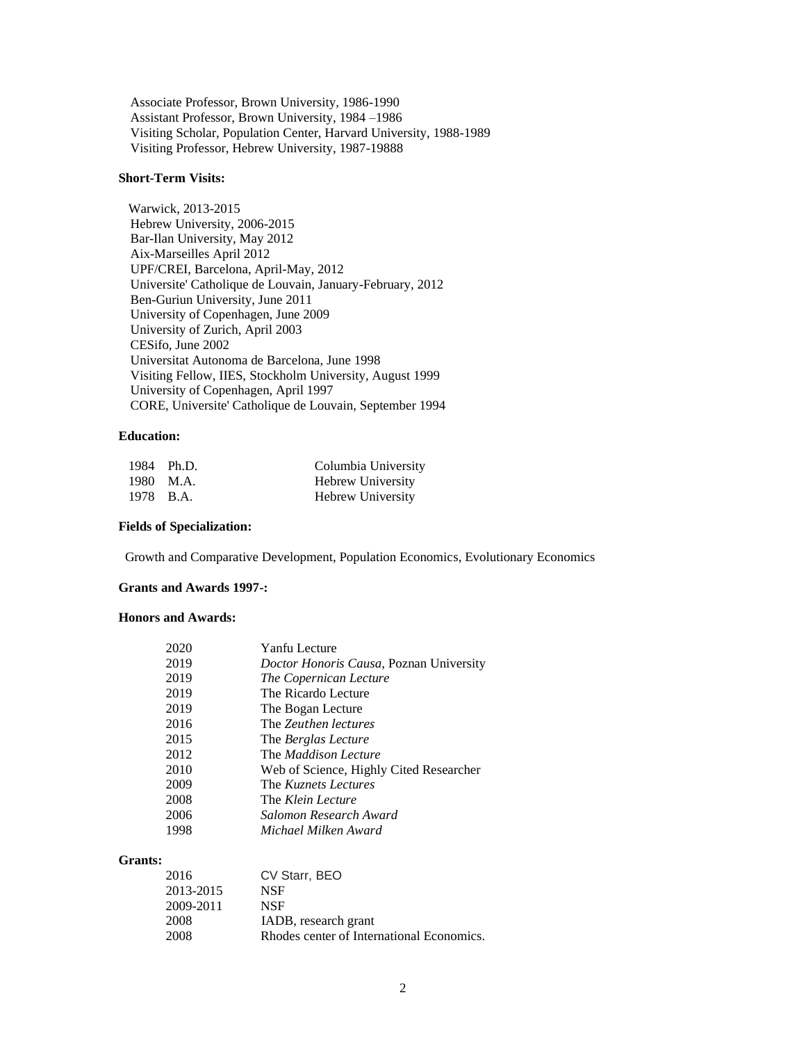Associate Professor, Brown University, 1986-1990
Assistant Professor, Brown University, 1984 –1986
Visiting Scholar, Population Center, Harvard University, 1988-1989
Visiting Professor, Hebrew University, 1987-19888

**Short-Term Visits:**

Warwick, 2013-2015
Hebrew University, 2006-2015
Bar-Ilan University, May 2012
Aix-Marseilles April 2012
UPF/CREI, Barcelona, April-May, 2012
Universite' Catholique de Louvain, January-February, 2012
Ben-Guriun University, June 2011
University of Copenhagen, June 2009
University of Zurich, April 2003
CESifo, June 2002
Universitat Autonoma de Barcelona, June 1998
Visiting Fellow, IIES, Stockholm University, August 1999
University of Copenhagen, April 1997
CORE, Universite' Catholique de Louvain, September 1994

**Education:**

| | | |
|---|---|---|
| 1984 | Ph.D. | Columbia University |
| 1980 | M.A. | Hebrew University |
| 1978 | B.A. | Hebrew University |

**Fields of Specialization:**

Growth and Comparative Development, Population Economics, Evolutionary Economics

**Grants and Awards 1997-:**

**Honors and Awards:**

| | |
|---|---|
| 2020 | Yanfu Lecture |
| 2019 | *Doctor Honoris Causa*, Poznan University |
| 2019 | *The Copernican Lecture* |
| 2019 | The Ricardo Lecture |
| 2019 | The Bogan Lecture |
| 2016 | The *Zeuthen lectures* |
| 2015 | The *Berglas Lecture* |
| 2012 | The *Maddison Lecture* |
| 2010 | Web of Science, Highly Cited Researcher |
| 2009 | The *Kuznets Lectures* |
| 2008 | The *Klein Lecture* |
| 2006 | *Salomon Research Award* |
| 1998 | *Michael Milken Award* |

**Grants:**

| | |
|---|---|
| 2016 | CV Starr, BEO |
| 2013-2015 | NSF |
| 2009-2011 | NSF |
| 2008 | IADB, research grant |
| 2008 | Rhodes center of International Economics. |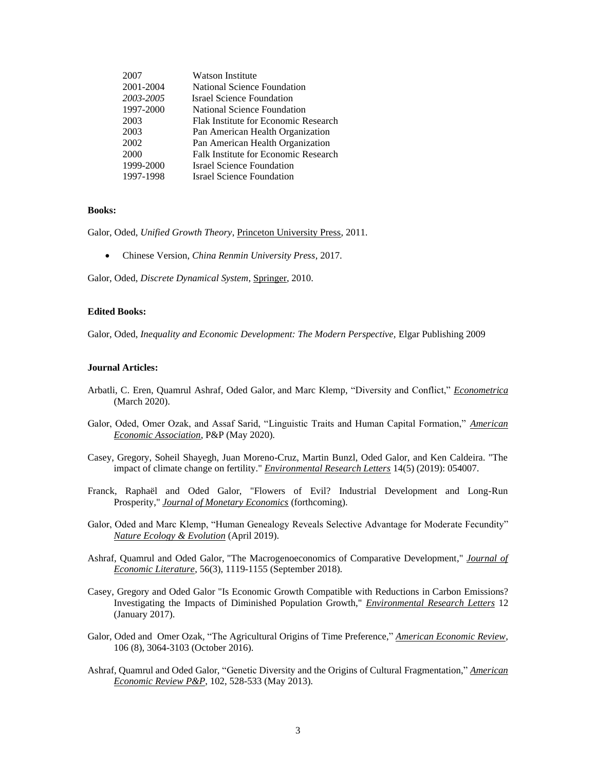| | |
|---|---|
| 2007 | Watson Institute |
| 2001-2004 | National Science Foundation |
| *2003-2005* | Israel Science Foundation |
| 1997-2000 | National Science Foundation |
| 2003 | Flak Institute for Economic Research |
| 2003 | Pan American Health Organization |
| 2002 | Pan American Health Organization |
| 2000 | Falk Institute for Economic Research |
| 1999-2000 | Israel Science Foundation |
| 1997-1998 | Israel Science Foundation |

**Books:**

Galor, Oded, *Unified Growth Theory*, Princeton University Press, 2011.

- Chinese Version, *China Renmin University Press*, 2017.

Galor, Oded, *Discrete Dynamical System*, Springer, 2010.

**Edited Books:**

Galor, Oded, *Inequality and Economic Development: The Modern Perspective,* Elgar Publishing 2009

**Journal Articles:**

Arbatli, C. Eren, Quamrul Ashraf, Oded Galor, and Marc Klemp, "Diversity and Conflict," ***Econometrica*** (March 2020).

Galor, Oded, Omer Ozak, and Assaf Sarid, "Linguistic Traits and Human Capital Formation," *American Economic Association*, P&P (May 2020).

Casey, Gregory, Soheil Shayegh, Juan Moreno-Cruz, Martin Bunzl, Oded Galor, and Ken Caldeira. "The impact of climate change on fertility." ***Environmental Research Letters*** 14(5) (2019): 054007.

Franck, Raphaël and Oded Galor, "Flowers of Evil? Industrial Development and Long-Run Prosperity," ***Journal of Monetary Economics*** (forthcoming).

Galor, Oded and Marc Klemp, "Human Genealogy Reveals Selective Advantage for Moderate Fecundity" *Nature Ecology & Evolution* (April 2019).

Ashraf, Quamrul and Oded Galor, "The Macrogenoeconomics of Comparative Development," *Journal of Economic Literature*, 56(3), 1119-1155 (September 2018).

Casey, Gregory and Oded Galor "Is Economic Growth Compatible with Reductions in Carbon Emissions? Investigating the Impacts of Diminished Population Growth," *Environmental Research Letters* 12 (January 2017).

Galor, Oded and Omer Ozak, "The Agricultural Origins of Time Preference," *American Economic Review*, 106 (8), 3064-3103 (October 2016).

Ashraf, Quamrul and Oded Galor, "Genetic Diversity and the Origins of Cultural Fragmentation," *American Economic Review P&P*, 102, 528-533 (May 2013).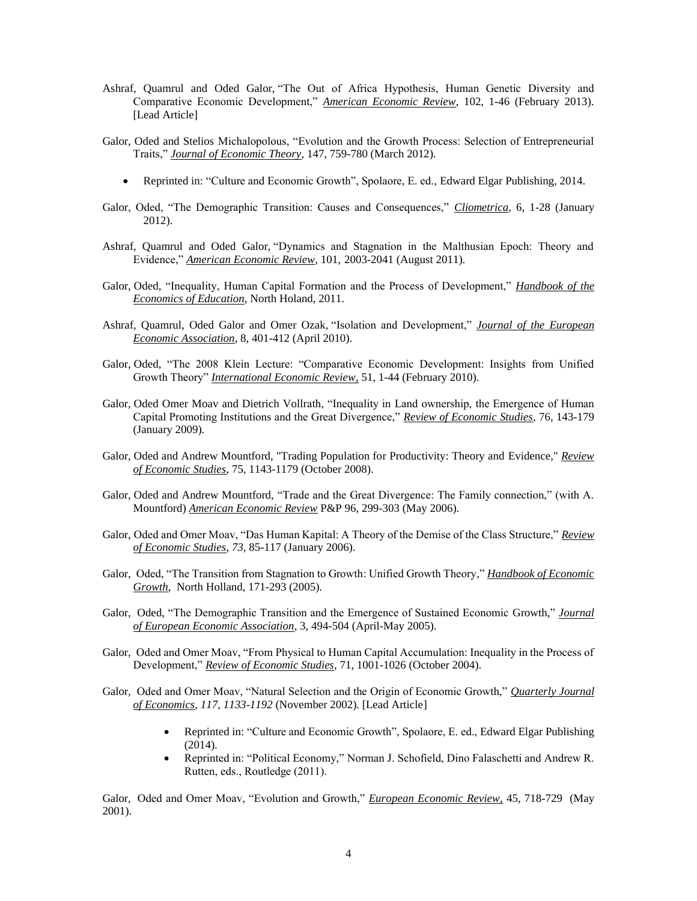Ashraf, Quamrul and Oded Galor, "The Out of Africa Hypothesis, Human Genetic Diversity and Comparative Economic Development," ***American Economic Review***, 102, 1-46 (February 2013). [Lead Article]

Galor, Oded and Stelios Michalopolous, "Evolution and the Growth Process: Selection of Entrepreneurial Traits," ***Journal of Economic Theory***, 147, 759-780 (March 2012).

- Reprinted in: "Culture and Economic Growth", Spolaore, E. ed., Edward Elgar Publishing, 2014.

Galor, Oded, "The Demographic Transition: Causes and Consequences," ***Cliometrica***, 6, 1-28 (January 2012).

Ashraf, Quamrul and Oded Galor, "Dynamics and Stagnation in the Malthusian Epoch: Theory and Evidence," ***American Economic Review***, 101, 2003-2041 (August 2011).

Galor, Oded, "Inequality, Human Capital Formation and the Process of Development," ***Handbook of the Economics of Education***, North Holand, 2011.

Ashraf, Quamrul, Oded Galor and Omer Ozak, "Isolation and Development," ***Journal of the European Economic Association***, 8, 401-412 (April 2010).

Galor, Oded, "The 2008 Klein Lecture: "Comparative Economic Development: Insights from Unified Growth Theory" ***International Economic Review***, 51, 1-44 (February 2010).

Galor, Oded Omer Moav and Dietrich Vollrath, "Inequality in Land ownership, the Emergence of Human Capital Promoting Institutions and the Great Divergence," ***Review of Economic Studies***, 76, 143-179 (January 2009).

Galor, Oded and Andrew Mountford, "Trading Population for Productivity: Theory and Evidence," ***Review of Economic Studies***, 75, 1143-1179 (October 2008).

Galor, Oded and Andrew Mountford, "Trade and the Great Divergence: The Family connection," (with A. Mountford) ***American Economic Review*** P&P 96, 299-303 (May 2006).

Galor, Oded and Omer Moav, "Das Human Kapital: A Theory of the Demise of the Class Structure," ***Review of Economic Studies***, *73*, 85-117 (January 2006).

Galor, Oded, "The Transition from Stagnation to Growth: Unified Growth Theory," ***Handbook of Economic Growth***, North Holland, 171-293 (2005).

Galor, Oded, "The Demographic Transition and the Emergence of Sustained Economic Growth," ***Journal of European Economic Association***, 3, 494-504 (April-May 2005).

Galor, Oded and Omer Moav, "From Physical to Human Capital Accumulation: Inequality in the Process of Development," ***Review of Economic Studies***, 71, 1001-1026 (October 2004).

Galor, Oded and Omer Moav, "Natural Selection and the Origin of Economic Growth," ***Quarterly Journal of Economics***, *117, 1133-1192* (November 2002). [Lead Article]

- Reprinted in: "Culture and Economic Growth", Spolaore, E. ed., Edward Elgar Publishing (2014).
- Reprinted in: "Political Economy," Norman J. Schofield, Dino Falaschetti and Andrew R. Rutten, eds., Routledge (2011).

Galor, Oded and Omer Moav, "Evolution and Growth," ***European Economic Review***, 45, 718-729 (May 2001).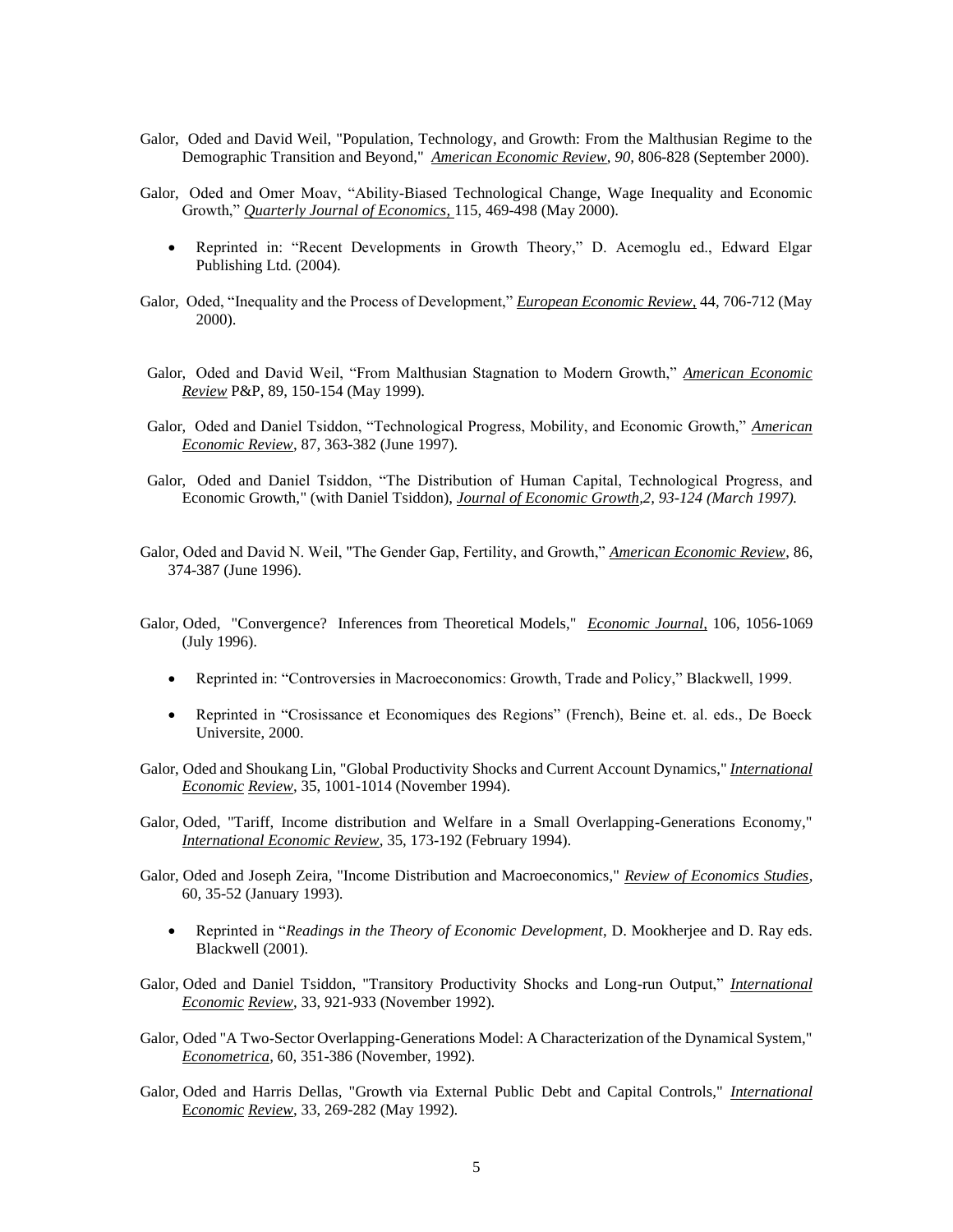Galor, Oded and David Weil, "Population, Technology, and Growth: From the Malthusian Regime to the Demographic Transition and Beyond," *American Economic Review, 90,* 806-828 (September 2000).

Galor, Oded and Omer Moav, "Ability-Biased Technological Change, Wage Inequality and Economic Growth," *Quarterly Journal of Economics,* 115, 469-498 (May 2000).

- Reprinted in: "Recent Developments in Growth Theory," D. Acemoglu ed., Edward Elgar Publishing Ltd. (2004).

Galor, Oded, "Inequality and the Process of Development," *European Economic Review*, 44, 706-712 (May 2000).

Galor, Oded and David Weil, "From Malthusian Stagnation to Modern Growth," *American Economic Review* P&P, 89, 150-154 (May 1999).

Galor, Oded and Daniel Tsiddon, "Technological Progress, Mobility, and Economic Growth," *American Economic Review*, 87, 363-382 (June 1997).

Galor, Oded and Daniel Tsiddon, "The Distribution of Human Capital, Technological Progress, and Economic Growth," (with Daniel Tsiddon), *Journal of Economic Growth,2, 93-124 (March 1997).*

Galor, Oded and David N. Weil, "The Gender Gap, Fertility, and Growth," *American Economic Review*, 86, 374-387 (June 1996).

Galor, Oded, "Convergence? Inferences from Theoretical Models," *Economic Journal*, 106, 1056-1069 (July 1996).

- Reprinted in: "Controversies in Macroeconomics: Growth, Trade and Policy," Blackwell, 1999.
- Reprinted in "Crosissance et Economiques des Regions" (French), Beine et. al. eds., De Boeck Universite, 2000.

Galor, Oded and Shoukang Lin, "Global Productivity Shocks and Current Account Dynamics," *International Economic Review*, 35, 1001-1014 (November 1994).

Galor, Oded, "Tariff, Income distribution and Welfare in a Small Overlapping-Generations Economy," *International Economic Review*, 35, 173-192 (February 1994).

Galor, Oded and Joseph Zeira, "Income Distribution and Macroeconomics," *Review of Economics Studies*, 60, 35-52 (January 1993).

- Reprinted in "*Readings in the Theory of Economic Development*, D. Mookherjee and D. Ray eds. Blackwell (2001).

Galor, Oded and Daniel Tsiddon, "Transitory Productivity Shocks and Long-run Output," *International Economic Review*, 33, 921-933 (November 1992).

Galor, Oded "A Two-Sector Overlapping-Generations Model: A Characterization of the Dynamical System," *Econometrica*, 60, 351-386 (November, 1992).

Galor, Oded and Harris Dellas, "Growth via External Public Debt and Capital Controls," *International Economic Review*, 33, 269-282 (May 1992).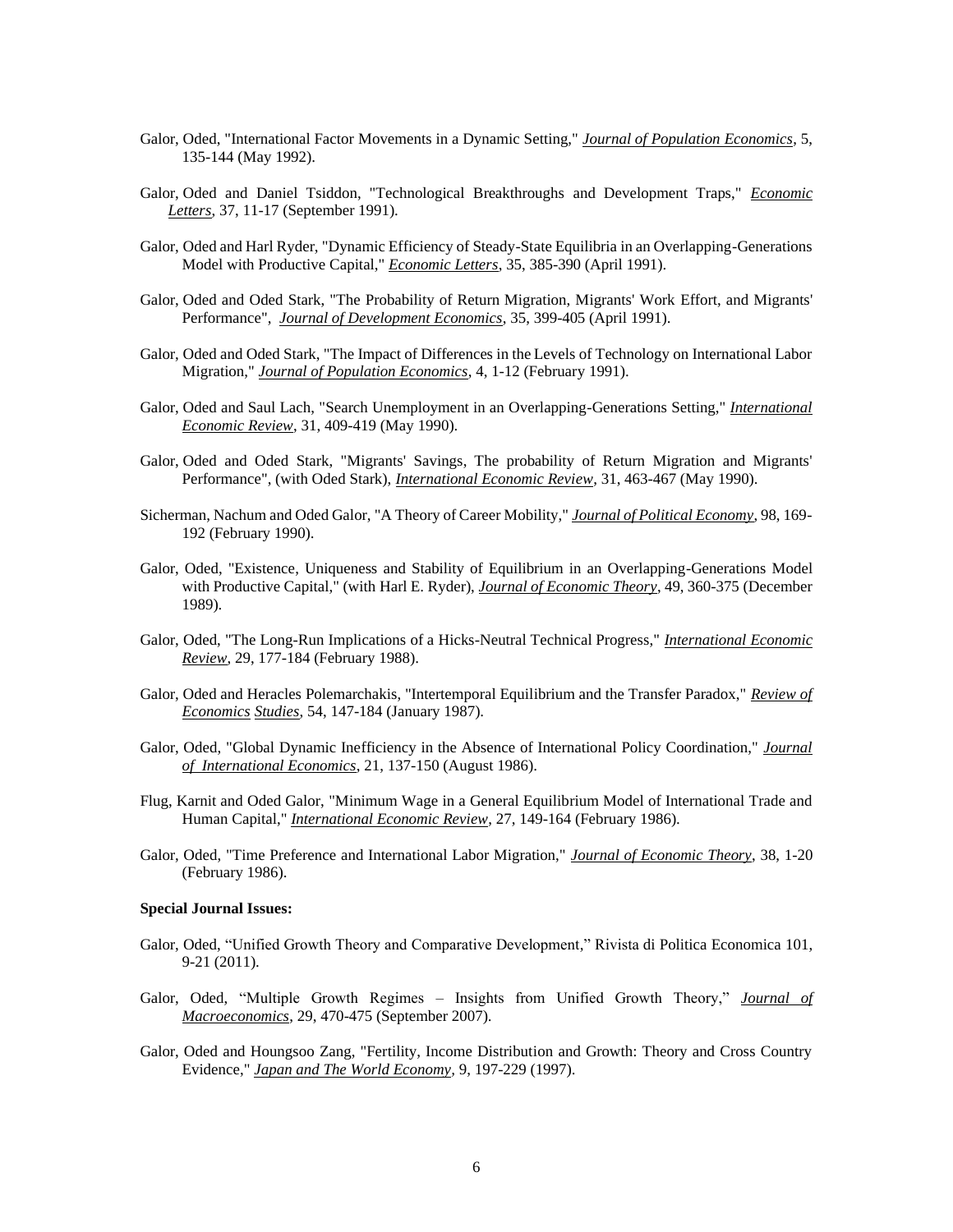Galor, Oded, "International Factor Movements in a Dynamic Setting," ***Journal of Population Economics***, 5, 135-144 (May 1992).

Galor, Oded and Daniel Tsiddon, "Technological Breakthroughs and Development Traps," ***Economic Letters***, 37, 11-17 (September 1991).

Galor, Oded and Harl Ryder, "Dynamic Efficiency of Steady-State Equilibria in an Overlapping-Generations Model with Productive Capital," ***Economic Letters***, 35, 385-390 (April 1991).

Galor, Oded and Oded Stark, "The Probability of Return Migration, Migrants' Work Effort, and Migrants' Performance", ***Journal of Development Economics***, 35, 399-405 (April 1991).

Galor, Oded and Oded Stark, "The Impact of Differences in the Levels of Technology on International Labor Migration," ***Journal of Population Economics***, 4, 1-12 (February 1991).

Galor, Oded and Saul Lach, "Search Unemployment in an Overlapping-Generations Setting," ***International Economic Review***, 31, 409-419 (May 1990).

Galor, Oded and Oded Stark, "Migrants' Savings, The probability of Return Migration and Migrants' Performance", (with Oded Stark), ***International Economic Review***, 31, 463-467 (May 1990).

Sicherman, Nachum and Oded Galor, "A Theory of Career Mobility," ***Journal of Political Economy***, 98, 169-192 (February 1990).

Galor, Oded, "Existence, Uniqueness and Stability of Equilibrium in an Overlapping-Generations Model with Productive Capital," (with Harl E. Ryder), ***Journal of Economic Theory***, 49, 360-375 (December 1989).

Galor, Oded, "The Long-Run Implications of a Hicks-Neutral Technical Progress," ***International Economic Review***, 29, 177-184 (February 1988).

Galor, Oded and Heracles Polemarchakis, "Intertemporal Equilibrium and the Transfer Paradox," ***Review of Economics Studies***, 54, 147-184 (January 1987).

Galor, Oded, "Global Dynamic Inefficiency in the Absence of International Policy Coordination," ***Journal of International Economics***, 21, 137-150 (August 1986).

Flug, Karnit and Oded Galor, "Minimum Wage in a General Equilibrium Model of International Trade and Human Capital," ***International Economic Review***, 27, 149-164 (February 1986).

Galor, Oded, "Time Preference and International Labor Migration," ***Journal of Economic Theory***, 38, 1-20 (February 1986).

**Special Journal Issues:**

Galor, Oded, "Unified Growth Theory and Comparative Development," Rivista di Politica Economica 101, 9-21 (2011).

Galor, Oded, "Multiple Growth Regimes – Insights from Unified Growth Theory," ***Journal of Macroeconomics***, 29, 470-475 (September 2007).

Galor, Oded and Houngsoo Zang, "Fertility, Income Distribution and Growth: Theory and Cross Country Evidence," ***Japan and The World Economy***, 9, 197-229 (1997).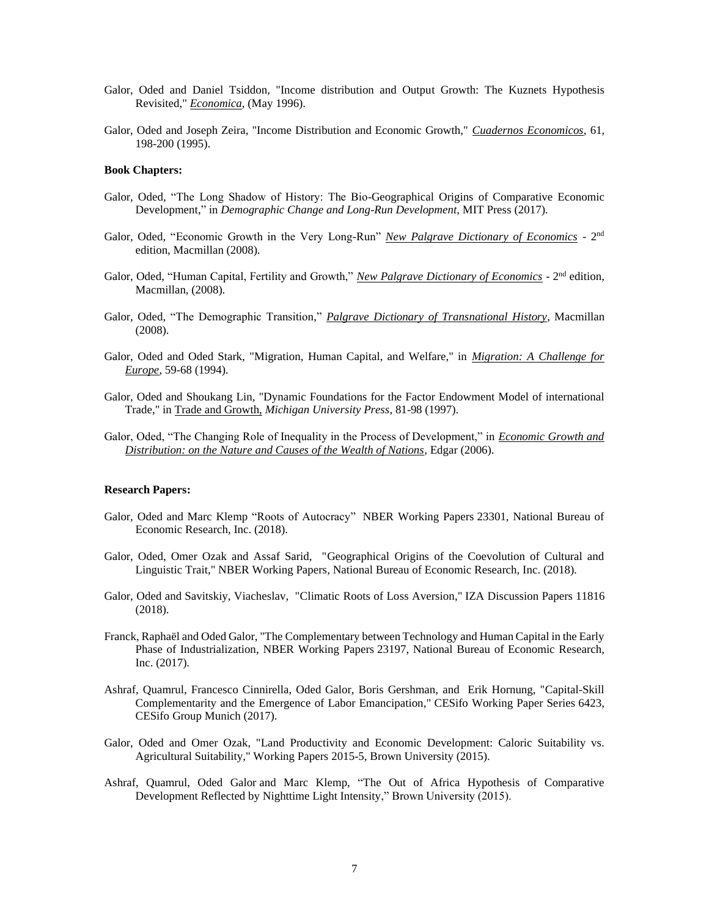Galor, Oded and Daniel Tsiddon, "Income distribution and Output Growth: The Kuznets Hypothesis Revisited," *Economica*, (May 1996).

Galor, Oded and Joseph Zeira, "Income Distribution and Economic Growth," *Cuadernos Economicos*, 61, 198-200 (1995).

**Book Chapters:**

Galor, Oded, "The Long Shadow of History: The Bio-Geographical Origins of Comparative Economic Development," in *Demographic Change and Long-Run Development*, MIT Press (2017).

Galor, Oded, "Economic Growth in the Very Long-Run" *New Palgrave Dictionary of Economics* - 2nd edition, Macmillan (2008).

Galor, Oded, "Human Capital, Fertility and Growth," *New Palgrave Dictionary of Economics* - 2nd edition, Macmillan, (2008).

Galor, Oded, "The Demographic Transition," *Palgrave Dictionary of Transnational History*, Macmillan (2008).

Galor, Oded and Oded Stark, "Migration, Human Capital, and Welfare," in *Migration: A Challenge for Europe*, 59-68 (1994).

Galor, Oded and Shoukang Lin, "Dynamic Foundations for the Factor Endowment Model of international Trade," in Trade and Growth, *Michigan University Press*, 81-98 (1997).

Galor, Oded, "The Changing Role of Inequality in the Process of Development," in *Economic Growth and Distribution: on the Nature and Causes of the Wealth of Nations*, Edgar (2006).

**Research Papers:**

Galor, Oded and Marc Klemp "Roots of Autocracy" NBER Working Papers 23301, National Bureau of Economic Research, Inc. (2018).

Galor, Oded, Omer Ozak and Assaf Sarid, "Geographical Origins of the Coevolution of Cultural and Linguistic Trait," NBER Working Papers, National Bureau of Economic Research, Inc. (2018).

Galor, Oded and Savitskiy, Viacheslav, "Climatic Roots of Loss Aversion," IZA Discussion Papers 11816 (2018).

Franck, Raphaël and Oded Galor, "The Complementary between Technology and Human Capital in the Early Phase of Industrialization, NBER Working Papers 23197, National Bureau of Economic Research, Inc. (2017).

Ashraf, Quamrul, Francesco Cinnirella, Oded Galor, Boris Gershman, and Erik Hornung, "Capital-Skill Complementarity and the Emergence of Labor Emancipation," CESifo Working Paper Series 6423, CESifo Group Munich (2017).

Galor, Oded and Omer Ozak, "Land Productivity and Economic Development: Caloric Suitability vs. Agricultural Suitability," Working Papers 2015-5, Brown University (2015).

Ashraf, Quamrul, Oded Galor and Marc Klemp, "The Out of Africa Hypothesis of Comparative Development Reflected by Nighttime Light Intensity," Brown University (2015).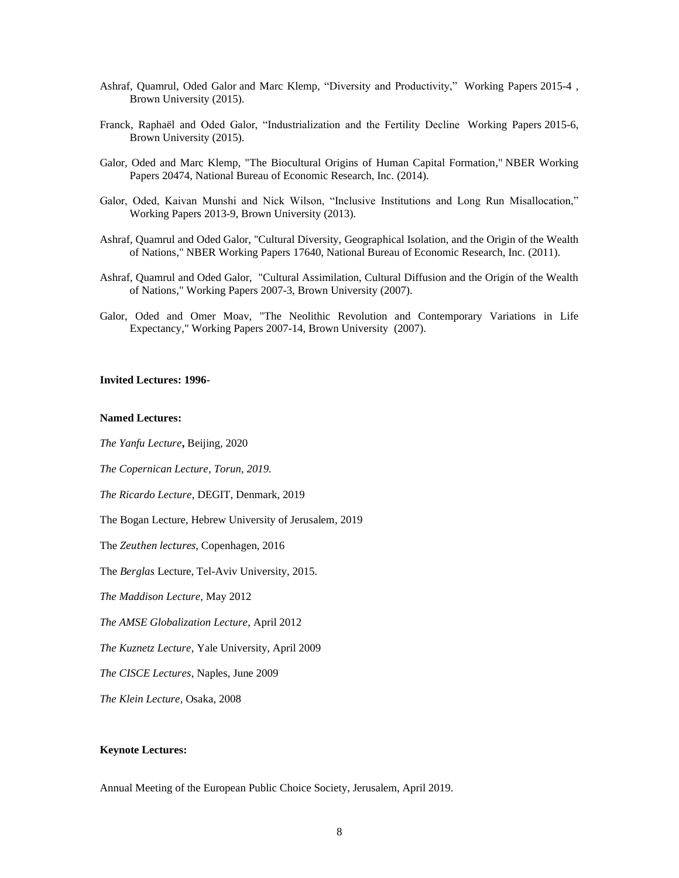Ashraf, Quamrul, Oded Galor and Marc Klemp, "Diversity and Productivity," Working Papers 2015-4 , Brown University (2015).

Franck, Raphaël and Oded Galor, "Industrialization and the Fertility Decline Working Papers 2015-6, Brown University (2015).

Galor, Oded and Marc Klemp, "The Biocultural Origins of Human Capital Formation," NBER Working Papers 20474, National Bureau of Economic Research, Inc. (2014).

Galor, Oded, Kaivan Munshi and Nick Wilson, "Inclusive Institutions and Long Run Misallocation," Working Papers 2013-9, Brown University (2013).

Ashraf, Quamrul and Oded Galor, "Cultural Diversity, Geographical Isolation, and the Origin of the Wealth of Nations," NBER Working Papers 17640, National Bureau of Economic Research, Inc. (2011).

Ashraf, Quamrul and Oded Galor, "Cultural Assimilation, Cultural Diffusion and the Origin of the Wealth of Nations," Working Papers 2007-3, Brown University (2007).

Galor, Oded and Omer Moav, "The Neolithic Revolution and Contemporary Variations in Life Expectancy," Working Papers 2007-14, Brown University (2007).

**Invited Lectures: 1996-**

**Named Lectures:**

*The Yanfu Lecture*, Beijing, 2020

*The Copernican Lecture, Torun, 2019.*

*The Ricardo Lecture*, DEGIT, Denmark, 2019

The Bogan Lecture, Hebrew University of Jerusalem, 2019

The *Zeuthen lectures*, Copenhagen, 2016

The *Berglas* Lecture, Tel-Aviv University, 2015.

*The Maddison Lecture*, May 2012

*The AMSE Globalization Lecture*, April 2012

*The Kuznetz Lecture*, Yale University, April 2009

*The CISCE Lectures*, Naples, June 2009

*The Klein Lecture*, Osaka, 2008

**Keynote Lectures:**

Annual Meeting of the European Public Choice Society, Jerusalem, April 2019.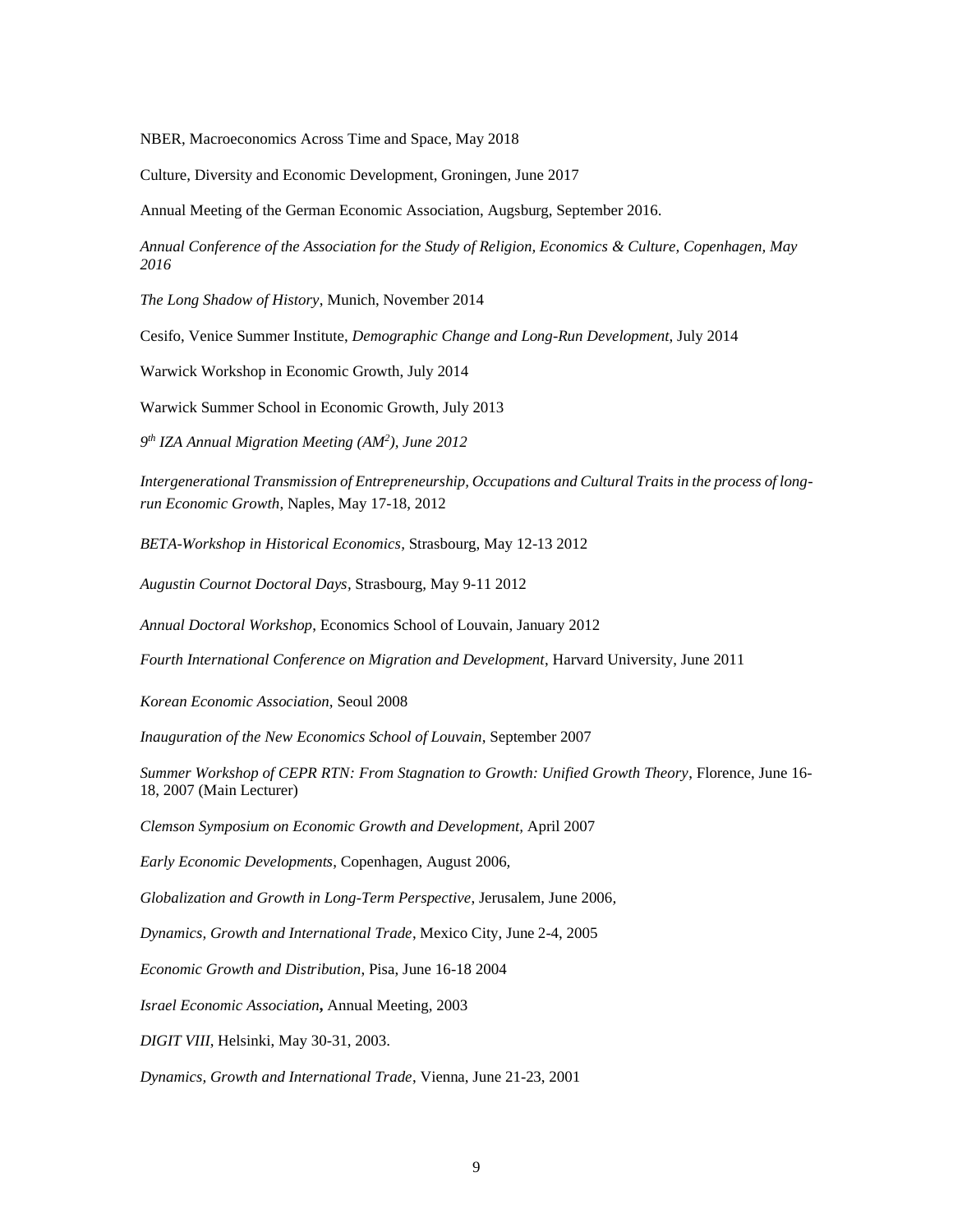NBER, Macroeconomics Across Time and Space, May 2018

Culture, Diversity and Economic Development, Groningen, June 2017

Annual Meeting of the German Economic Association, Augsburg, September 2016.

*Annual Conference of the Association for the Study of Religion, Economics & Culture, Copenhagen, May 2016*

*The Long Shadow of History*, Munich, November 2014

Cesifo, Venice Summer Institute, *Demographic Change and Long-Run Development*, July 2014

Warwick Workshop in Economic Growth, July 2014

Warwick Summer School in Economic Growth, July 2013

*9th IZA Annual Migration Meeting (AM²), June 2012*

*Intergenerational Transmission of Entrepreneurship, Occupations and Cultural Traits in the process of long-run Economic Growth*, Naples, May 17-18, 2012

*BETA-Workshop in Historical Economics*, Strasbourg, May 12-13 2012

*Augustin Cournot Doctoral Days*, Strasbourg, May 9-11 2012

*Annual Doctoral Workshop*, Economics School of Louvain, January 2012

*Fourth International Conference on Migration and Development*, Harvard University, June 2011

*Korean Economic Association*, Seoul 2008

*Inauguration of the New Economics School of Louvain*, September 2007

*Summer Workshop of CEPR RTN: From Stagnation to Growth: Unified Growth Theory*, Florence, June 16-18, 2007 (Main Lecturer)

*Clemson Symposium on Economic Growth and Development*, April 2007

*Early Economic Developments*, Copenhagen, August 2006,

*Globalization and Growth in Long-Term Perspective*, Jerusalem, June 2006,

*Dynamics, Growth and International Trade*, Mexico City, June 2-4, 2005

*Economic Growth and Distribution*, Pisa, June 16-18 2004

*Israel Economic Association***,** Annual Meeting, 2003

*DIGIT VIII*, Helsinki, May 30-31, 2003.

*Dynamics, Growth and International Trade*, Vienna, June 21-23, 2001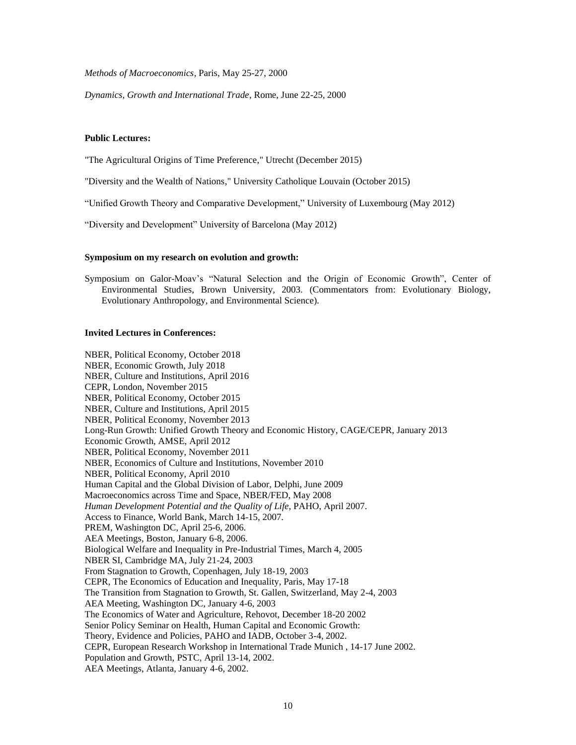*Methods of Macroeconomics*, Paris, May 25-27, 2000

*Dynamics, Growth and International Trade*, Rome, June 22-25, 2000

**Public Lectures:**

"The Agricultural Origins of Time Preference," Utrecht (December 2015)

"Diversity and the Wealth of Nations," University Catholique Louvain (October 2015)

"Unified Growth Theory and Comparative Development," University of Luxembourg (May 2012)

"Diversity and Development" University of Barcelona (May 2012)

**Symposium on my research on evolution and growth:**

Symposium on Galor-Moav's "Natural Selection and the Origin of Economic Growth", Center of Environmental Studies, Brown University, 2003. (Commentators from: Evolutionary Biology, Evolutionary Anthropology, and Environmental Science).

**Invited Lectures in Conferences:**

NBER, Political Economy, October 2018
NBER, Economic Growth, July 2018
NBER, Culture and Institutions, April 2016
CEPR, London, November 2015
NBER, Political Economy, October 2015
NBER, Culture and Institutions, April 2015
NBER, Political Economy, November 2013
Long-Run Growth: Unified Growth Theory and Economic History, CAGE/CEPR, January 2013
Economic Growth, AMSE, April 2012
NBER, Political Economy, November 2011
NBER, Economics of Culture and Institutions, November 2010
NBER, Political Economy, April 2010
Human Capital and the Global Division of Labor, Delphi, June 2009
Macroeconomics across Time and Space, NBER/FED, May 2008
*Human Development Potential and the Quality of Life*, PAHO, April 2007.
Access to Finance, World Bank, March 14-15, 2007.
PREM, Washington DC, April 25-6, 2006.
AEA Meetings, Boston, January 6-8, 2006.
Biological Welfare and Inequality in Pre-Industrial Times, March 4, 2005
NBER SI, Cambridge MA, July 21-24, 2003
From Stagnation to Growth, Copenhagen, July 18-19, 2003
CEPR, The Economics of Education and Inequality, Paris, May 17-18
The Transition from Stagnation to Growth, St. Gallen, Switzerland, May 2-4, 2003
AEA Meeting, Washington DC, January 4-6, 2003
The Economics of Water and Agriculture, Rehovot, December 18-20 2002
Senior Policy Seminar on Health, Human Capital and Economic Growth:
Theory, Evidence and Policies, PAHO and IADB, October 3-4, 2002.
CEPR, European Research Workshop in International Trade Munich , 14-17 June 2002.
Population and Growth, PSTC, April 13-14, 2002.
AEA Meetings, Atlanta, January 4-6, 2002.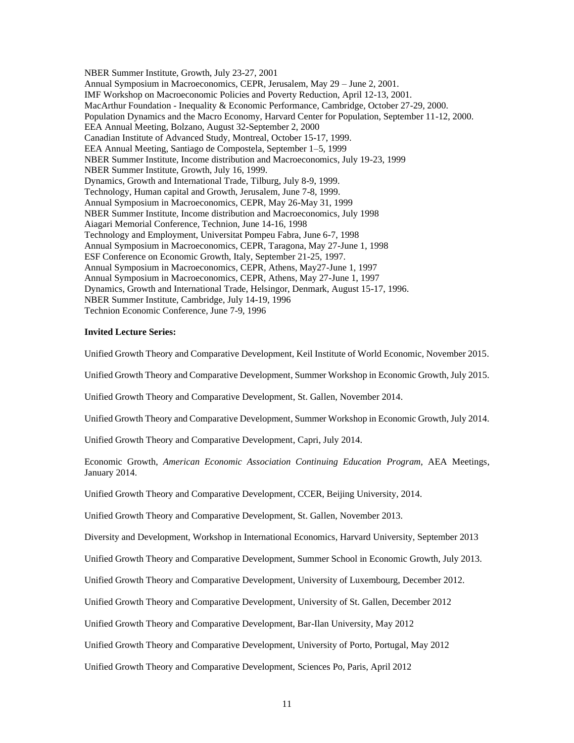NBER Summer Institute, Growth, July 23-27, 2001
Annual Symposium in Macroeconomics, CEPR, Jerusalem, May 29 – June 2, 2001.
IMF Workshop on Macroeconomic Policies and Poverty Reduction, April 12-13, 2001.
MacArthur Foundation - Inequality & Economic Performance, Cambridge, October 27-29, 2000.
Population Dynamics and the Macro Economy, Harvard Center for Population, September 11-12, 2000.
EEA Annual Meeting, Bolzano, August 32-September 2, 2000
Canadian Institute of Advanced Study, Montreal, October 15-17, 1999.
EEA Annual Meeting, Santiago de Compostela, September 1–5, 1999
NBER Summer Institute, Income distribution and Macroeconomics, July 19-23, 1999
NBER Summer Institute, Growth, July 16, 1999.
Dynamics, Growth and International Trade, Tilburg, July 8-9, 1999.
Technology, Human capital and Growth, Jerusalem, June 7-8, 1999.
Annual Symposium in Macroeconomics, CEPR, May 26-May 31, 1999
NBER Summer Institute, Income distribution and Macroeconomics, July 1998
Aiagari Memorial Conference, Technion, June 14-16, 1998
Technology and Employment, Universitat Pompeu Fabra, June 6-7, 1998
Annual Symposium in Macroeconomics, CEPR, Taragona, May 27-June 1, 1998
ESF Conference on Economic Growth, Italy, September 21-25, 1997.
Annual Symposium in Macroeconomics, CEPR, Athens, May27-June 1, 1997
Annual Symposium in Macroeconomics, CEPR, Athens, May 27-June 1, 1997
Dynamics, Growth and International Trade, Helsingor, Denmark, August 15-17, 1996.
NBER Summer Institute, Cambridge, July 14-19, 1996
Technion Economic Conference, June 7-9, 1996

**Invited Lecture Series:**

Unified Growth Theory and Comparative Development, Keil Institute of World Economic, November 2015.

Unified Growth Theory and Comparative Development, Summer Workshop in Economic Growth, July 2015.

Unified Growth Theory and Comparative Development, St. Gallen, November 2014.

Unified Growth Theory and Comparative Development, Summer Workshop in Economic Growth, July 2014.

Unified Growth Theory and Comparative Development, Capri, July 2014.

Economic Growth, *American Economic Association Continuing Education Program*, AEA Meetings, January 2014.

Unified Growth Theory and Comparative Development, CCER, Beijing University, 2014.

Unified Growth Theory and Comparative Development, St. Gallen, November 2013.

Diversity and Development, Workshop in International Economics, Harvard University, September 2013

Unified Growth Theory and Comparative Development, Summer School in Economic Growth, July 2013.

Unified Growth Theory and Comparative Development, University of Luxembourg, December 2012.

Unified Growth Theory and Comparative Development, University of St. Gallen, December 2012

Unified Growth Theory and Comparative Development, Bar-Ilan University, May 2012

Unified Growth Theory and Comparative Development, University of Porto, Portugal, May 2012

Unified Growth Theory and Comparative Development, Sciences Po, Paris, April 2012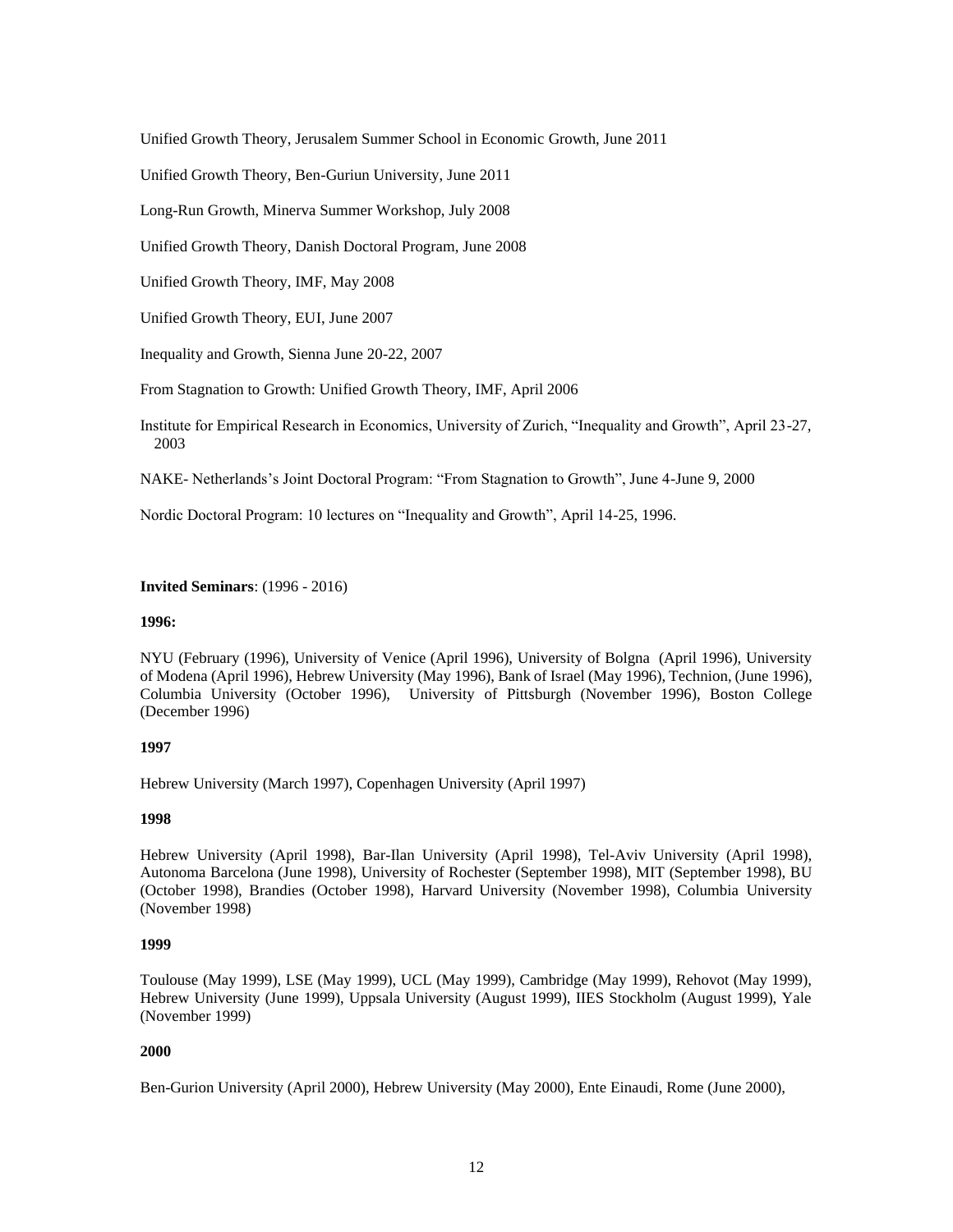Unified Growth Theory, Jerusalem Summer School in Economic Growth, June 2011

Unified Growth Theory, Ben-Guriun University, June 2011

Long-Run Growth, Minerva Summer Workshop, July 2008

Unified Growth Theory, Danish Doctoral Program, June 2008

Unified Growth Theory, IMF, May 2008

Unified Growth Theory, EUI, June 2007

Inequality and Growth, Sienna June 20-22, 2007

From Stagnation to Growth: Unified Growth Theory, IMF, April 2006

Institute for Empirical Research in Economics, University of Zurich, "Inequality and Growth", April 23-27, 2003

NAKE- Netherlands's Joint Doctoral Program: "From Stagnation to Growth", June 4-June 9, 2000

Nordic Doctoral Program: 10 lectures on "Inequality and Growth", April 14-25, 1996.

**Invited Seminars**: (1996 - 2016)

**1996:**

NYU (February (1996), University of Venice (April 1996), University of Bolgna (April 1996), University of Modena (April 1996), Hebrew University (May 1996), Bank of Israel (May 1996), Technion, (June 1996), Columbia University (October 1996), University of Pittsburgh (November 1996), Boston College (December 1996)

**1997**

Hebrew University (March 1997), Copenhagen University (April 1997)

**1998**

Hebrew University (April 1998), Bar-Ilan University (April 1998), Tel-Aviv University (April 1998), Autonoma Barcelona (June 1998), University of Rochester (September 1998), MIT (September 1998), BU (October 1998), Brandies (October 1998), Harvard University (November 1998), Columbia University (November 1998)

**1999**

Toulouse (May 1999), LSE (May 1999), UCL (May 1999), Cambridge (May 1999), Rehovot (May 1999), Hebrew University (June 1999), Uppsala University (August 1999), IIES Stockholm (August 1999), Yale (November 1999)

**2000**

Ben-Gurion University (April 2000), Hebrew University (May 2000), Ente Einaudi, Rome (June 2000),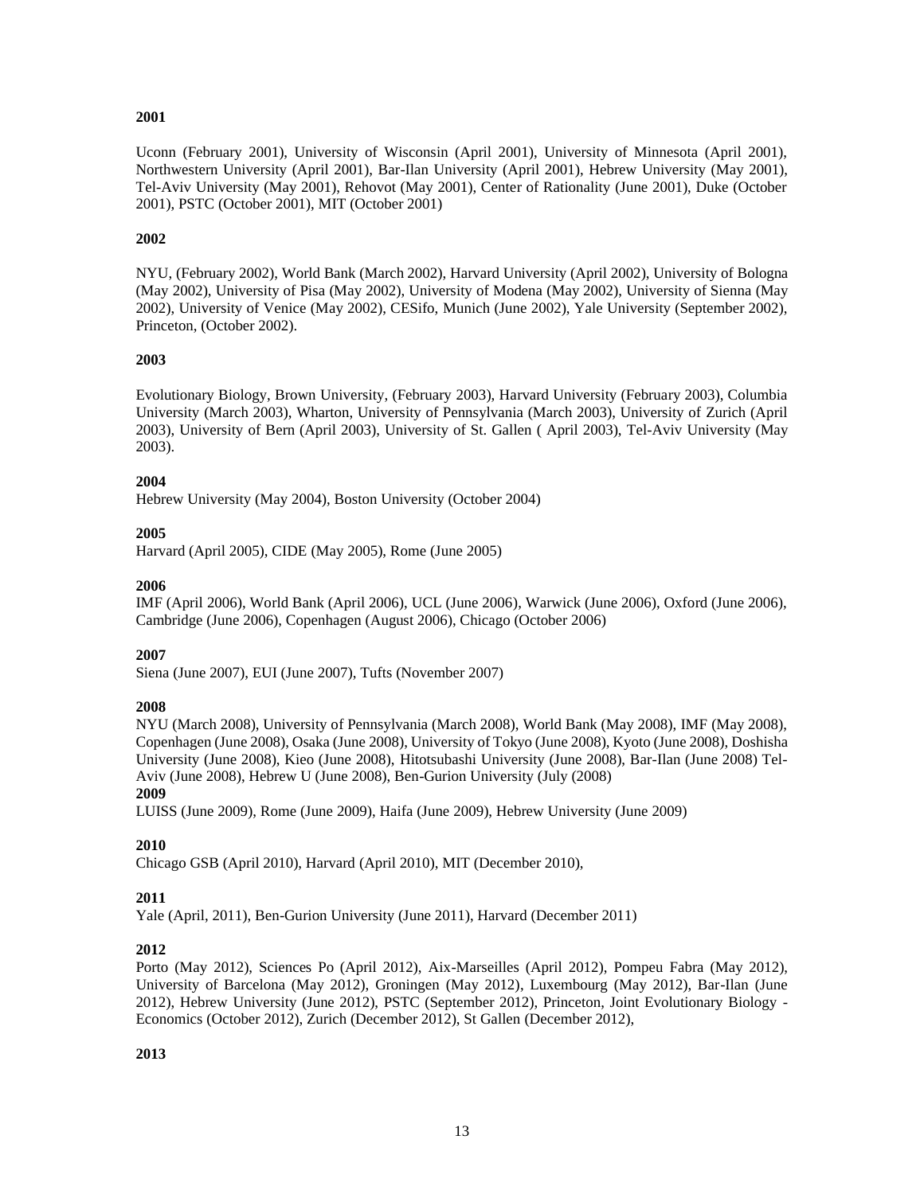**2001**

Uconn (February 2001), University of Wisconsin (April 2001), University of Minnesota (April 2001), Northwestern University (April 2001), Bar-Ilan University (April 2001), Hebrew University (May 2001), Tel-Aviv University (May 2001), Rehovot (May 2001), Center of Rationality (June 2001), Duke (October 2001), PSTC (October 2001), MIT (October 2001)

**2002**

NYU, (February 2002), World Bank (March 2002), Harvard University (April 2002), University of Bologna (May 2002), University of Pisa (May 2002), University of Modena (May 2002), University of Sienna (May 2002), University of Venice (May 2002), CESifo, Munich (June 2002), Yale University (September 2002), Princeton, (October 2002).

**2003**

Evolutionary Biology, Brown University, (February 2003), Harvard University (February 2003), Columbia University (March 2003), Wharton, University of Pennsylvania (March 2003), University of Zurich (April 2003), University of Bern (April 2003), University of St. Gallen ( April 2003), Tel-Aviv University (May 2003).

**2004**

Hebrew University (May 2004), Boston University (October 2004)

**2005**

Harvard (April 2005), CIDE (May 2005), Rome (June 2005)

**2006**

IMF (April 2006), World Bank (April 2006), UCL (June 2006), Warwick (June 2006), Oxford (June 2006), Cambridge (June 2006), Copenhagen (August 2006), Chicago (October 2006)

**2007**

Siena (June 2007), EUI (June 2007), Tufts (November 2007)

**2008**

NYU (March 2008), University of Pennsylvania (March 2008), World Bank (May 2008), IMF (May 2008), Copenhagen (June 2008), Osaka (June 2008), University of Tokyo (June 2008), Kyoto (June 2008), Doshisha University (June 2008), Kieo (June 2008), Hitotsubashi University (June 2008), Bar-Ilan (June 2008) Tel-Aviv (June 2008), Hebrew U (June 2008), Ben-Gurion University (July (2008)

**2009**

LUISS (June 2009), Rome (June 2009), Haifa (June 2009), Hebrew University (June 2009)

**2010**

Chicago GSB (April 2010), Harvard (April 2010), MIT (December 2010),

**2011**

Yale (April, 2011), Ben-Gurion University (June 2011), Harvard (December 2011)

**2012**

Porto (May 2012), Sciences Po (April 2012), Aix-Marseilles (April 2012), Pompeu Fabra (May 2012), University of Barcelona (May 2012), Groningen (May 2012), Luxembourg (May 2012), Bar-Ilan (June 2012), Hebrew University (June 2012), PSTC (September 2012), Princeton, Joint Evolutionary Biology - Economics (October 2012), Zurich (December 2012), St Gallen (December 2012),

**2013**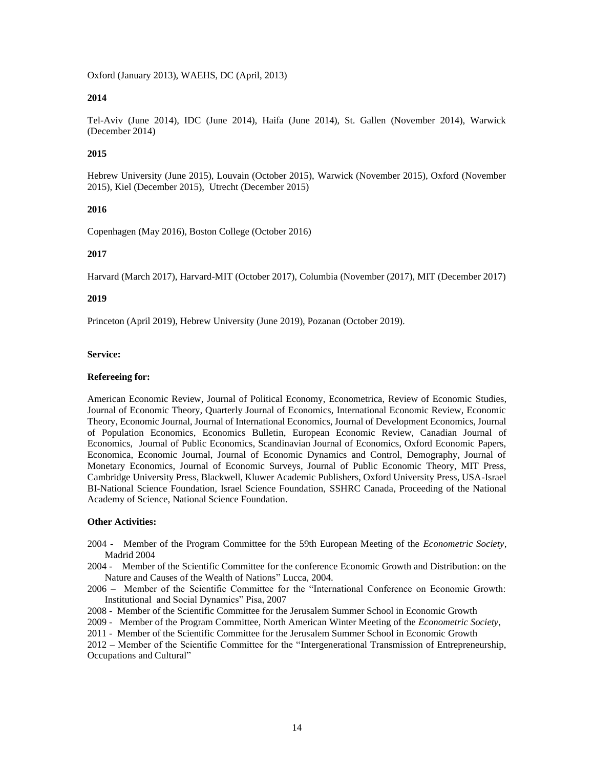Oxford (January 2013), WAEHS, DC (April, 2013)

**2014**

Tel-Aviv (June 2014), IDC (June 2014), Haifa (June 2014), St. Gallen (November 2014), Warwick (December 2014)

**2015**

Hebrew University (June 2015), Louvain (October 2015), Warwick (November 2015), Oxford (November 2015), Kiel (December 2015), Utrecht (December 2015)

**2016**

Copenhagen (May 2016), Boston College (October 2016)

**2017**

Harvard (March 2017), Harvard-MIT (October 2017), Columbia (November (2017), MIT (December 2017)

**2019**

Princeton (April 2019), Hebrew University (June 2019), Pozanan (October 2019).

**Service:**

**Refereeing for:**

American Economic Review, Journal of Political Economy, Econometrica, Review of Economic Studies, Journal of Economic Theory, Quarterly Journal of Economics, International Economic Review, Economic Theory, Economic Journal, Journal of International Economics, Journal of Development Economics, Journal of Population Economics, Economics Bulletin, European Economic Review, Canadian Journal of Economics, Journal of Public Economics, Scandinavian Journal of Economics, Oxford Economic Papers, Economica, Economic Journal, Journal of Economic Dynamics and Control, Demography, Journal of Monetary Economics, Journal of Economic Surveys, Journal of Public Economic Theory, MIT Press, Cambridge University Press, Blackwell, Kluwer Academic Publishers, Oxford University Press, USA-Israel BI-National Science Foundation, Israel Science Foundation, SSHRC Canada, Proceeding of the National Academy of Science, National Science Foundation.

**Other Activities:**

2004 - Member of the Program Committee for the 59th European Meeting of the *Econometric Society*, Madrid 2004

2004 - Member of the Scientific Committee for the conference Economic Growth and Distribution: on the Nature and Causes of the Wealth of Nations" Lucca, 2004.

2006 – Member of the Scientific Committee for the "International Conference on Economic Growth: Institutional and Social Dynamics" Pisa, 2007

2008 - Member of the Scientific Committee for the Jerusalem Summer School in Economic Growth

2009 - Member of the Program Committee, North American Winter Meeting of the *Econometric Society*,

2011 - Member of the Scientific Committee for the Jerusalem Summer School in Economic Growth

2012 – Member of the Scientific Committee for the "Intergenerational Transmission of Entrepreneurship, Occupations and Cultural"